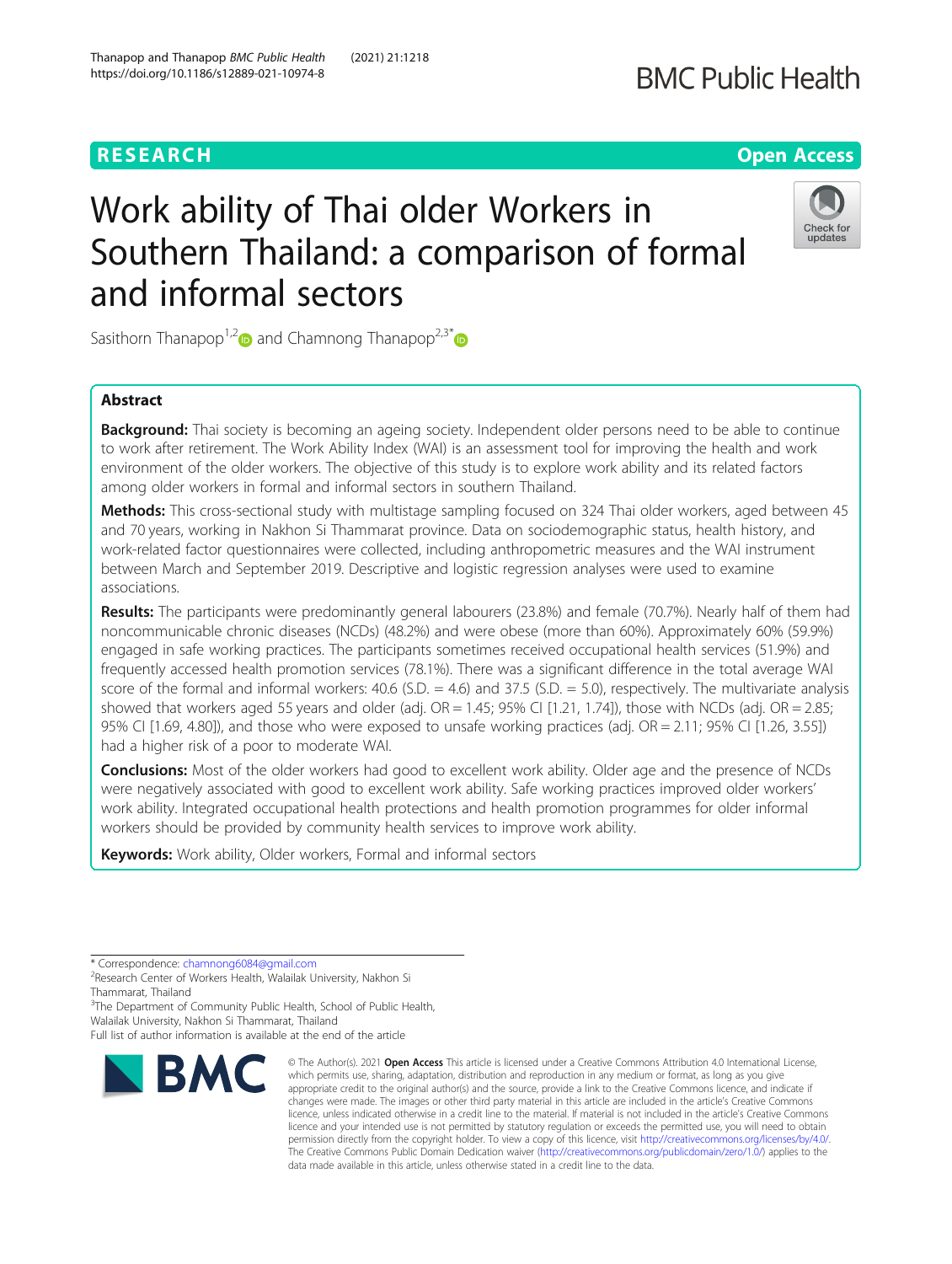# Work ability of Thai older Workers in Southern Thailand: a comparison of formal and informal sectors

Sasithorn Thanapop[1,2] and Chamnong Thanapop[2,3*]

## Abstract

**Background:** Thai society is becoming an ageing society. Independent older persons need to be able to continue to work after retirement. The Work Ability Index (WAI) is an assessment tool for improving the health and work environment of the older workers. The objective of this study is to explore work ability and its related factors among older workers in formal and informal sectors in southern Thailand.

**Methods:** This cross-sectional study with multistage sampling focused on 324 Thai older workers, aged between 45 and 70 years, working in Nakhon Si Thammarat province. Data on sociodemographic status, health history, and work-related factor questionnaires were collected, including anthropometric measures and the WAI instrument between March and September 2019. Descriptive and logistic regression analyses were used to examine associations.

**Results:** The participants were predominantly general labourers (23.8%) and female (70.7%). Nearly half of them had noncommunicable chronic diseases (NCDs) (48.2%) and were obese (more than 60%). Approximately 60% (59.9%) engaged in safe working practices. The participants sometimes received occupational health services (51.9%) and frequently accessed health promotion services (78.1%). There was a significant difference in the total average WAI score of the formal and informal workers: 40.6 (S.D. = 4.6) and 37.5 (S.D. = 5.0), respectively. The multivariate analysis showed that workers aged 55 years and older (adj. OR = 1.45; 95% CI [1.21, 1.74]), those with NCDs (adj. OR = 2.85; 95% CI [1.69, 4.80]), and those who were exposed to unsafe working practices (adj. OR = 2.11; 95% CI [1.26, 3.55]) had a higher risk of a poor to moderate WAI.

**Conclusions:** Most of the older workers had good to excellent work ability. Older age and the presence of NCDs were negatively associated with good to excellent work ability. Safe working practices improved older workers' work ability. Integrated occupational health protections and health promotion programmes for older informal workers should be provided by community health services to improve work ability.

**Keywords:** Work ability, Older workers, Formal and informal sectors

---

\* Correspondence: chamnong6084@gmail.com

[2]Research Center of Workers Health, Walailak University, Nakhon Si Thammarat, Thailand

[3]The Department of Community Public Health, School of Public Health, Walailak University, Nakhon Si Thammarat, Thailand

Full list of author information is available at the end of the article

© The Author(s). 2021 **Open Access** This article is licensed under a Creative Commons Attribution 4.0 International License, which permits use, sharing, adaptation, distribution and reproduction in any medium or format, as long as you give appropriate credit to the original author(s) and the source, provide a link to the Creative Commons licence, and indicate if changes were made. The images or other third party material in this article are included in the article's Creative Commons licence, unless indicated otherwise in a credit line to the material. If material is not included in the article's Creative Commons licence and your intended use is not permitted by statutory regulation or exceeds the permitted use, you will need to obtain permission directly from the copyright holder. To view a copy of this licence, visit http://creativecommons.org/licenses/by/4.0/. The Creative Commons Public Domain Dedication waiver (http://creativecommons.org/publicdomain/zero/1.0/) applies to the data made available in this article, unless otherwise stated in a credit line to the data.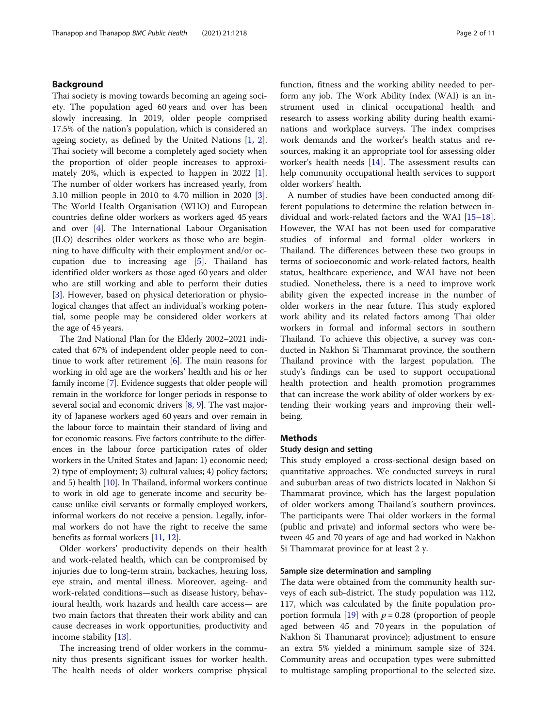## Background

Thai society is moving towards becoming an ageing society. The population aged 60 years and over has been slowly increasing. In 2019, older people comprised 17.5% of the nation's population, which is considered an ageing society, as defined by the United Nations [1, 2]. Thai society will become a completely aged society when the proportion of older people increases to approximately 20%, which is expected to happen in 2022 [1]. The number of older workers has increased yearly, from 3.10 million people in 2010 to 4.70 million in 2020 [3]. The World Health Organisation (WHO) and European countries define older workers as workers aged 45 years and over [4]. The International Labour Organisation (ILO) describes older workers as those who are beginning to have difficulty with their employment and/or occupation due to increasing age [5]. Thailand has identified older workers as those aged 60 years and older who are still working and able to perform their duties [3]. However, based on physical deterioration or physiological changes that affect an individual's working potential, some people may be considered older workers at the age of 45 years.

The 2nd National Plan for the Elderly 2002–2021 indicated that 67% of independent older people need to continue to work after retirement [6]. The main reasons for working in old age are the workers' health and his or her family income [7]. Evidence suggests that older people will remain in the workforce for longer periods in response to several social and economic drivers [8, 9]. The vast majority of Japanese workers aged 60 years and over remain in the labour force to maintain their standard of living and for economic reasons. Five factors contribute to the differences in the labour force participation rates of older workers in the United States and Japan: 1) economic need; 2) type of employment; 3) cultural values; 4) policy factors; and 5) health [10]. In Thailand, informal workers continue to work in old age to generate income and security because unlike civil servants or formally employed workers, informal workers do not receive a pension. Legally, informal workers do not have the right to receive the same benefits as formal workers [11, 12].

Older workers' productivity depends on their health and work-related health, which can be compromised by injuries due to long-term strain, backaches, hearing loss, eye strain, and mental illness. Moreover, ageing- and work-related conditions—such as disease history, behavioural health, work hazards and health care access— are two main factors that threaten their work ability and can cause decreases in work opportunities, productivity and income stability [13].

The increasing trend of older workers in the community thus presents significant issues for worker health. The health needs of older workers comprise physical function, fitness and the working ability needed to perform any job. The Work Ability Index (WAI) is an instrument used in clinical occupational health and research to assess working ability during health examinations and workplace surveys. The index comprises work demands and the worker's health status and resources, making it an appropriate tool for assessing older worker's health needs [14]. The assessment results can help community occupational health services to support older workers' health.

A number of studies have been conducted among different populations to determine the relation between individual and work-related factors and the WAI [15–18]. However, the WAI has not been used for comparative studies of informal and formal older workers in Thailand. The differences between these two groups in terms of socioeconomic and work-related factors, health status, healthcare experience, and WAI have not been studied. Nonetheless, there is a need to improve work ability given the expected increase in the number of older workers in the near future. This study explored work ability and its related factors among Thai older workers in formal and informal sectors in southern Thailand. To achieve this objective, a survey was conducted in Nakhon Si Thammarat province, the southern Thailand province with the largest population. The study's findings can be used to support occupational health protection and health promotion programmes that can increase the work ability of older workers by extending their working years and improving their well-being.

## Methods

### Study design and setting

This study employed a cross-sectional design based on quantitative approaches. We conducted surveys in rural and suburban areas of two districts located in Nakhon Si Thammarat province, which has the largest population of older workers among Thailand's southern provinces. The participants were Thai older workers in the formal (public and private) and informal sectors who were between 45 and 70 years of age and had worked in Nakhon Si Thammarat province for at least 2 y.

### Sample size determination and sampling

The data were obtained from the community health surveys of each sub-district. The study population was 112, 117, which was calculated by the finite population proportion formula [19] with $p = 0.28$ (proportion of people aged between 45 and 70 years in the population of Nakhon Si Thammarat province); adjustment to ensure an extra 5% yielded a minimum sample size of 324. Community areas and occupation types were submitted to multistage sampling proportional to the selected size.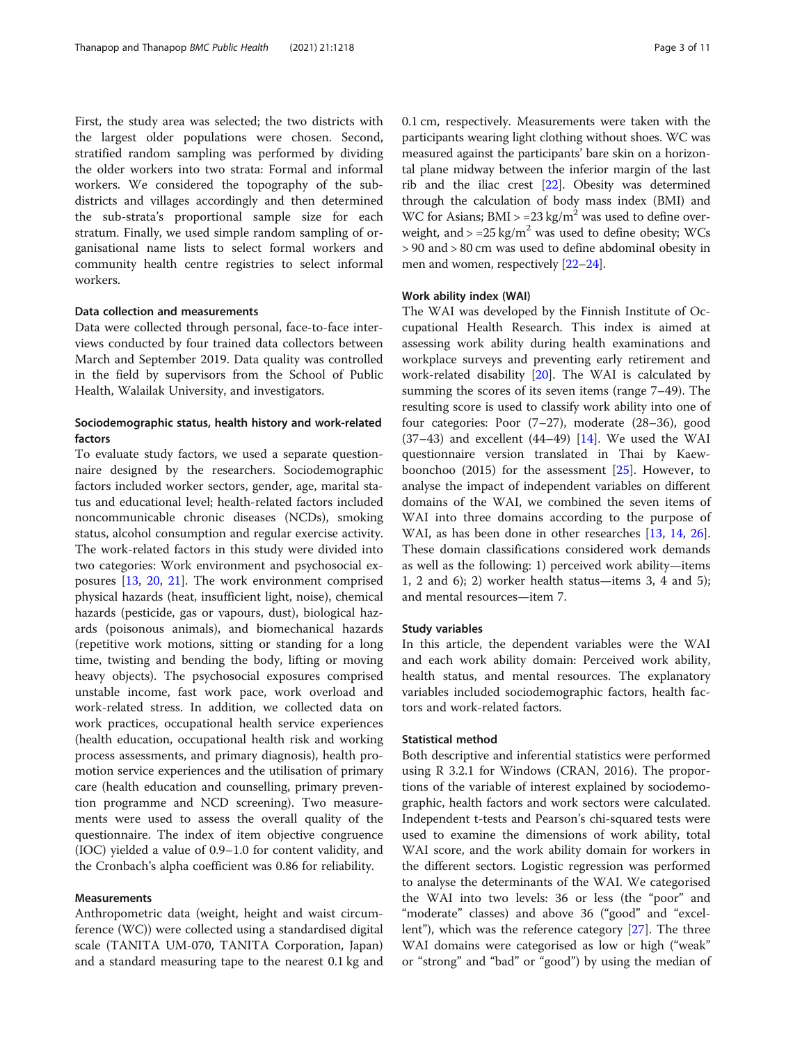First, the study area was selected; the two districts with the largest older populations were chosen. Second, stratified random sampling was performed by dividing the older workers into two strata: Formal and informal workers. We considered the topography of the sub-districts and villages accordingly and then determined the sub-strata's proportional sample size for each stratum. Finally, we used simple random sampling of organisational name lists to select formal workers and community health centre registries to select informal workers.

### Data collection and measurements

Data were collected through personal, face-to-face interviews conducted by four trained data collectors between March and September 2019. Data quality was controlled in the field by supervisors from the School of Public Health, Walailak University, and investigators.

### Sociodemographic status, health history and work-related factors

To evaluate study factors, we used a separate questionnaire designed by the researchers. Sociodemographic factors included worker sectors, gender, age, marital status and educational level; health-related factors included noncommunicable chronic diseases (NCDs), smoking status, alcohol consumption and regular exercise activity. The work-related factors in this study were divided into two categories: Work environment and psychosocial exposures [13, 20, 21]. The work environment comprised physical hazards (heat, insufficient light, noise), chemical hazards (pesticide, gas or vapours, dust), biological hazards (poisonous animals), and biomechanical hazards (repetitive work motions, sitting or standing for a long time, twisting and bending the body, lifting or moving heavy objects). The psychosocial exposures comprised unstable income, fast work pace, work overload and work-related stress. In addition, we collected data on work practices, occupational health service experiences (health education, occupational health risk and working process assessments, and primary diagnosis), health promotion service experiences and the utilisation of primary care (health education and counselling, primary prevention programme and NCD screening). Two measurements were used to assess the overall quality of the questionnaire. The index of item objective congruence (IOC) yielded a value of 0.9–1.0 for content validity, and the Cronbach's alpha coefficient was 0.86 for reliability.

### Measurements

Anthropometric data (weight, height and waist circumference (WC)) were collected using a standardised digital scale (TANITA UM-070, TANITA Corporation, Japan) and a standard measuring tape to the nearest 0.1 kg and 0.1 cm, respectively. Measurements were taken with the participants wearing light clothing without shoes. WC was measured against the participants' bare skin on a horizontal plane midway between the inferior margin of the last rib and the iliac crest [22]. Obesity was determined through the calculation of body mass index (BMI) and WC for Asians; BMI > =23 $kg/m^2$ was used to define overweight, and > =25 $kg/m^2$ was used to define obesity; WCs > 90 and > 80 cm was used to define abdominal obesity in men and women, respectively [22–24].

### Work ability index (WAI)

The WAI was developed by the Finnish Institute of Occupational Health Research. This index is aimed at assessing work ability during health examinations and workplace surveys and preventing early retirement and work-related disability [20]. The WAI is calculated by summing the scores of its seven items (range 7–49). The resulting score is used to classify work ability into one of four categories: Poor (7–27), moderate (28–36), good (37–43) and excellent (44–49) [14]. We used the WAI questionnaire version translated in Thai by Kaewboonchoo (2015) for the assessment [25]. However, to analyse the impact of independent variables on different domains of the WAI, we combined the seven items of WAI into three domains according to the purpose of WAI, as has been done in other researches [13, 14, 26]. These domain classifications considered work demands as well as the following: 1) perceived work ability—items 1, 2 and 6); 2) worker health status—items 3, 4 and 5); and mental resources—item 7.

### Study variables

In this article, the dependent variables were the WAI and each work ability domain: Perceived work ability, health status, and mental resources. The explanatory variables included sociodemographic factors, health factors and work-related factors.

### Statistical method

Both descriptive and inferential statistics were performed using R 3.2.1 for Windows (CRAN, 2016). The proportions of the variable of interest explained by sociodemographic, health factors and work sectors were calculated. Independent t-tests and Pearson's chi-squared tests were used to examine the dimensions of work ability, total WAI score, and the work ability domain for workers in the different sectors. Logistic regression was performed to analyse the determinants of the WAI. We categorised the WAI into two levels: 36 or less (the "poor" and "moderate" classes) and above 36 ("good" and "excellent"), which was the reference category [27]. The three WAI domains were categorised as low or high ("weak" or "strong" and "bad" or "good") by using the median of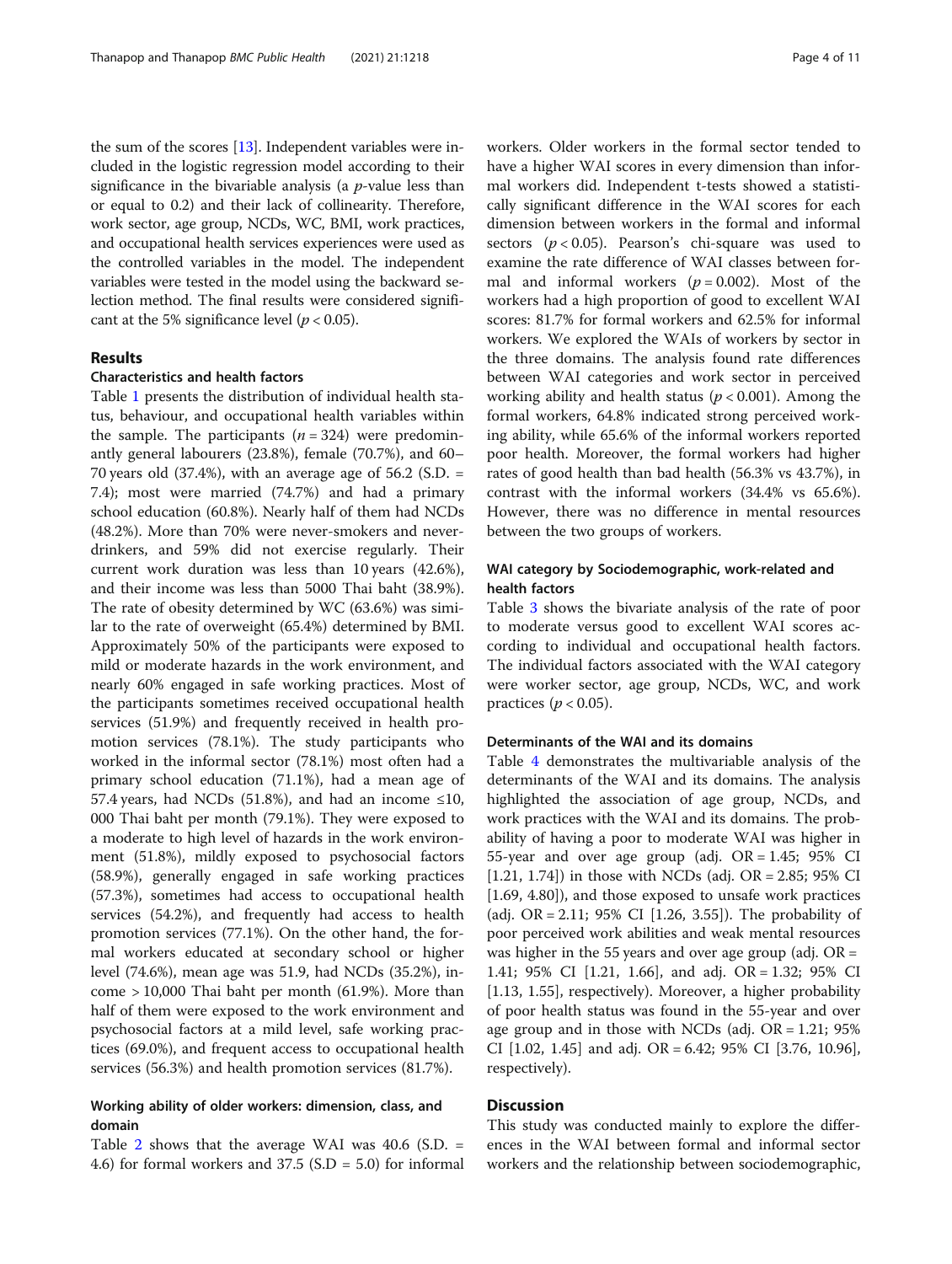the sum of the scores [13]. Independent variables were included in the logistic regression model according to their significance in the bivariable analysis (a $p$-value less than or equal to 0.2) and their lack of collinearity. Therefore, work sector, age group, NCDs, WC, BMI, work practices, and occupational health services experiences were used as the controlled variables in the model. The independent variables were tested in the model using the backward selection method. The final results were considered significant at the 5% significance level ($p < 0.05$).

## Results

### Characteristics and health factors

Table 1 presents the distribution of individual health status, behaviour, and occupational health variables within the sample. The participants ($n = 324$) were predominantly general labourers (23.8%), female (70.7%), and 60–70 years old (37.4%), with an average age of 56.2 (S.D. = 7.4); most were married (74.7%) and had a primary school education (60.8%). Nearly half of them had NCDs (48.2%). More than 70% were never-smokers and never-drinkers, and 59% did not exercise regularly. Their current work duration was less than 10 years (42.6%), and their income was less than 5000 Thai baht (38.9%). The rate of obesity determined by WC (63.6%) was similar to the rate of overweight (65.4%) determined by BMI. Approximately 50% of the participants were exposed to mild or moderate hazards in the work environment, and nearly 60% engaged in safe working practices. Most of the participants sometimes received occupational health services (51.9%) and frequently received in health promotion services (78.1%). The study participants who worked in the informal sector (78.1%) most often had a primary school education (71.1%), had a mean age of 57.4 years, had NCDs (51.8%), and had an income ≤10, 000 Thai baht per month (79.1%). They were exposed to a moderate to high level of hazards in the work environment (51.8%), mildly exposed to psychosocial factors (58.9%), generally engaged in safe working practices (57.3%), sometimes had access to occupational health services (54.2%), and frequently had access to health promotion services (77.1%). On the other hand, the formal workers educated at secondary school or higher level (74.6%), mean age was 51.9, had NCDs (35.2%), income > 10,000 Thai baht per month (61.9%). More than half of them were exposed to the work environment and psychosocial factors at a mild level, safe working practices (69.0%), and frequent access to occupational health services (56.3%) and health promotion services (81.7%).

### Working ability of older workers: dimension, class, and domain

Table 2 shows that the average WAI was 40.6 (S.D. = 4.6) for formal workers and 37.5 (S.D = 5.0) for informal workers. Older workers in the formal sector tended to have a higher WAI scores in every dimension than informal workers did. Independent t-tests showed a statistically significant difference in the WAI scores for each dimension between workers in the formal and informal sectors ($p < 0.05$). Pearson's chi-square was used to examine the rate difference of WAI classes between formal and informal workers ($p = 0.002$). Most of the workers had a high proportion of good to excellent WAI scores: 81.7% for formal workers and 62.5% for informal workers. We explored the WAIs of workers by sector in the three domains. The analysis found rate differences between WAI categories and work sector in perceived working ability and health status ($p < 0.001$). Among the formal workers, 64.8% indicated strong perceived working ability, while 65.6% of the informal workers reported poor health. Moreover, the formal workers had higher rates of good health than bad health (56.3% vs 43.7%), in contrast with the informal workers (34.4% vs 65.6%). However, there was no difference in mental resources between the two groups of workers.

### WAI category by Sociodemographic, work-related and health factors

Table 3 shows the bivariate analysis of the rate of poor to moderate versus good to excellent WAI scores according to individual and occupational health factors. The individual factors associated with the WAI category were worker sector, age group, NCDs, WC, and work practices ($p < 0.05$).

### Determinants of the WAI and its domains

Table 4 demonstrates the multivariable analysis of the determinants of the WAI and its domains. The analysis highlighted the association of age group, NCDs, and work practices with the WAI and its domains. The probability of having a poor to moderate WAI was higher in 55-year and over age group (adj. OR = 1.45; 95% CI [1.21, 1.74]) in those with NCDs (adj. OR = 2.85; 95% CI [1.69, 4.80]), and those exposed to unsafe work practices (adj. OR = 2.11; 95% CI [1.26, 3.55]). The probability of poor perceived work abilities and weak mental resources was higher in the 55 years and over age group (adj. OR = 1.41; 95% CI [1.21, 1.66], and adj. OR = 1.32; 95% CI [1.13, 1.55], respectively). Moreover, a higher probability of poor health status was found in the 55-year and over age group and in those with NCDs (adj. OR = 1.21; 95% CI [1.02, 1.45] and adj. OR = 6.42; 95% CI [3.76, 10.96], respectively).

## Discussion

This study was conducted mainly to explore the differences in the WAI between formal and informal sector workers and the relationship between sociodemographic,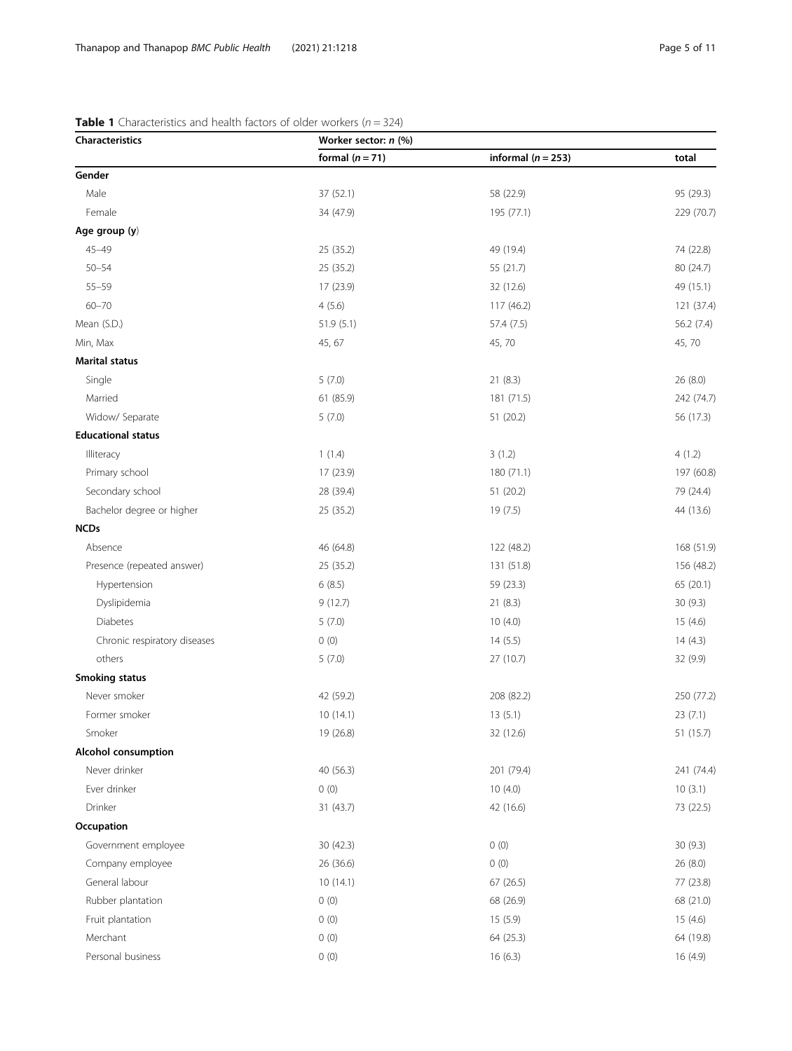**Table 1** Characteristics and health factors of older workers ($n = 324$)

| Characteristics | Worker sector: *n* (%) | | |
|---|---|---|---|
| | formal ($n = 71$) | informal ($n = 253$) | total |
| **Gender** | | | |
| Male | 37 (52.1) | 58 (22.9) | 95 (29.3) |
| Female | 34 (47.9) | 195 (77.1) | 229 (70.7) |
| **Age group (y)** | | | |
| 45–49 | 25 (35.2) | 49 (19.4) | 74 (22.8) |
| 50–54 | 25 (35.2) | 55 (21.7) | 80 (24.7) |
| 55–59 | 17 (23.9) | 32 (12.6) | 49 (15.1) |
| 60–70 | 4 (5.6) | 117 (46.2) | 121 (37.4) |
| Mean (S.D.) | 51.9 (5.1) | 57.4 (7.5) | 56.2 (7.4) |
| Min, Max | 45, 67 | 45, 70 | 45, 70 |
| **Marital status** | | | |
| Single | 5 (7.0) | 21 (8.3) | 26 (8.0) |
| Married | 61 (85.9) | 181 (71.5) | 242 (74.7) |
| Widow/ Separate | 5 (7.0) | 51 (20.2) | 56 (17.3) |
| **Educational status** | | | |
| Illiteracy | 1 (1.4) | 3 (1.2) | 4 (1.2) |
| Primary school | 17 (23.9) | 180 (71.1) | 197 (60.8) |
| Secondary school | 28 (39.4) | 51 (20.2) | 79 (24.4) |
| Bachelor degree or higher | 25 (35.2) | 19 (7.5) | 44 (13.6) |
| **NCDs** | | | |
| Absence | 46 (64.8) | 122 (48.2) | 168 (51.9) |
| Presence (repeated answer) | 25 (35.2) | 131 (51.8) | 156 (48.2) |
| Hypertension | 6 (8.5) | 59 (23.3) | 65 (20.1) |
| Dyslipidemia | 9 (12.7) | 21 (8.3) | 30 (9.3) |
| Diabetes | 5 (7.0) | 10 (4.0) | 15 (4.6) |
| Chronic respiratory diseases | 0 (0) | 14 (5.5) | 14 (4.3) |
| others | 5 (7.0) | 27 (10.7) | 32 (9.9) |
| **Smoking status** | | | |
| Never smoker | 42 (59.2) | 208 (82.2) | 250 (77.2) |
| Former smoker | 10 (14.1) | 13 (5.1) | 23 (7.1) |
| Smoker | 19 (26.8) | 32 (12.6) | 51 (15.7) |
| **Alcohol consumption** | | | |
| Never drinker | 40 (56.3) | 201 (79.4) | 241 (74.4) |
| Ever drinker | 0 (0) | 10 (4.0) | 10 (3.1) |
| Drinker | 31 (43.7) | 42 (16.6) | 73 (22.5) |
| **Occupation** | | | |
| Government employee | 30 (42.3) | 0 (0) | 30 (9.3) |
| Company employee | 26 (36.6) | 0 (0) | 26 (8.0) |
| General labour | 10 (14.1) | 67 (26.5) | 77 (23.8) |
| Rubber plantation | 0 (0) | 68 (26.9) | 68 (21.0) |
| Fruit plantation | 0 (0) | 15 (5.9) | 15 (4.6) |
| Merchant | 0 (0) | 64 (25.3) | 64 (19.8) |
| Personal business | 0 (0) | 16 (6.3) | 16 (4.9) |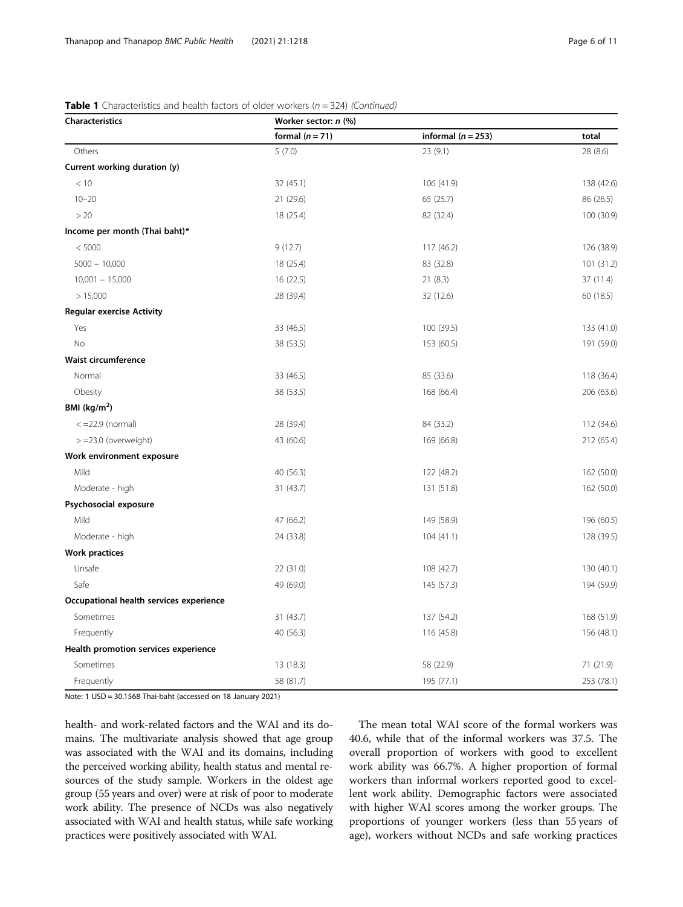**Table 1** Characteristics and health factors of older workers ($n = 324$) *(Continued)*

| Characteristics | Worker sector: *n* (%) | | |
|---|---|---|---|
| | formal ($n = 71$) | informal ($n = 253$) | total |
| Others | 5 (7.0) | 23 (9.1) | 28 (8.6) |
| **Current working duration (y)** | | | |
| < 10 | 32 (45.1) | 106 (41.9) | 138 (42.6) |
| 10–20 | 21 (29.6) | 65 (25.7) | 86 (26.5) |
| > 20 | 18 (25.4) | 82 (32.4) | 100 (30.9) |
| **Income per month (Thai baht)*** | | | |
| < 5000 | 9 (12.7) | 117 (46.2) | 126 (38.9) |
| 5000 – 10,000 | 18 (25.4) | 83 (32.8) | 101 (31.2) |
| 10,001 – 15,000 | 16 (22.5) | 21 (8.3) | 37 (11.4) |
| > 15,000 | 28 (39.4) | 32 (12.6) | 60 (18.5) |
| **Regular exercise Activity** | | | |
| Yes | 33 (46.5) | 100 (39.5) | 133 (41.0) |
| No | 38 (53.5) | 153 (60.5) | 191 (59.0) |
| **Waist circumference** | | | |
| Normal | 33 (46.5) | 85 (33.6) | 118 (36.4) |
| Obesity | 38 (53.5) | 168 (66.4) | 206 (63.6) |
| **BMI (kg/m$^2$)** | | | |
| < =22.9 (normal) | 28 (39.4) | 84 (33.2) | 112 (34.6) |
| > =23.0 (overweight) | 43 (60.6) | 169 (66.8) | 212 (65.4) |
| **Work environment exposure** | | | |
| Mild | 40 (56.3) | 122 (48.2) | 162 (50.0) |
| Moderate - high | 31 (43.7) | 131 (51.8) | 162 (50.0) |
| **Psychosocial exposure** | | | |
| Mild | 47 (66.2) | 149 (58.9) | 196 (60.5) |
| Moderate - high | 24 (33.8) | 104 (41.1) | 128 (39.5) |
| **Work practices** | | | |
| Unsafe | 22 (31.0) | 108 (42.7) | 130 (40.1) |
| Safe | 49 (69.0) | 145 (57.3) | 194 (59.9) |
| **Occupational health services experience** | | | |
| Sometimes | 31 (43.7) | 137 (54.2) | 168 (51.9) |
| Frequently | 40 (56.3) | 116 (45.8) | 156 (48.1) |
| **Health promotion services experience** | | | |
| Sometimes | 13 (18.3) | 58 (22.9) | 71 (21.9) |
| Frequently | 58 (81.7) | 195 (77.1) | 253 (78.1) |

Note: 1 USD = 30.1568 Thai-baht (accessed on 18 January 2021)

health- and work-related factors and the WAI and its domains. The multivariate analysis showed that age group was associated with the WAI and its domains, including the perceived working ability, health status and mental resources of the study sample. Workers in the oldest age group (55 years and over) were at risk of poor to moderate work ability. The presence of NCDs was also negatively associated with WAI and health status, while safe working practices were positively associated with WAI.

The mean total WAI score of the formal workers was 40.6, while that of the informal workers was 37.5. The overall proportion of workers with good to excellent work ability was 66.7%. A higher proportion of formal workers than informal workers reported good to excellent work ability. Demographic factors were associated with higher WAI scores among the worker groups. The proportions of younger workers (less than 55 years of age), workers without NCDs and safe working practices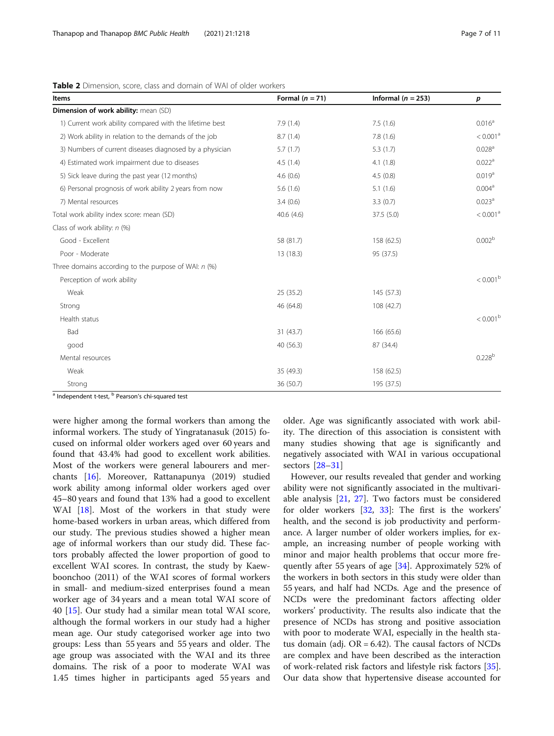**Table 2** Dimension, score, class and domain of WAI of older workers

| Items | Formal (*n* = 71) | Informal (*n* = 253) | *p* |
|---|---|---|---|
| **Dimension of work ability:** mean (SD) | | | |
| 1) Current work ability compared with the lifetime best | 7.9 (1.4) | 7.5 (1.6) | 0.016[a] |
| 2) Work ability in relation to the demands of the job | 8.7 (1.4) | 7.8 (1.6) | < 0.001[a] |
| 3) Numbers of current diseases diagnosed by a physician | 5.7 (1.7) | 5.3 (1.7) | 0.028[a] |
| 4) Estimated work impairment due to diseases | 4.5 (1.4) | 4.1 (1.8) | 0.022[a] |
| 5) Sick leave during the past year (12 months) | 4.6 (0.6) | 4.5 (0.8) | 0.019[a] |
| 6) Personal prognosis of work ability 2 years from now | 5.6 (1.6) | 5.1 (1.6) | 0.004[a] |
| 7) Mental resources | 3.4 (0.6) | 3.3 (0.7) | 0.023[a] |
| Total work ability index score: mean (SD) | 40.6 (4.6) | 37.5 (5.0) | < 0.001[a] |
| Class of work ability: *n* (%) | | | |
| Good - Excellent | 58 (81.7) | 158 (62.5) | 0.002[b] |
| Poor - Moderate | 13 (18.3) | 95 (37.5) | |
| Three domains according to the purpose of WAI: *n* (%) | | | |
| Perception of work ability | | | < 0.001[b] |
| Weak | 25 (35.2) | 145 (57.3) | |
| Strong | 46 (64.8) | 108 (42.7) | |
| Health status | | | < 0.001[b] |
| Bad | 31 (43.7) | 166 (65.6) | |
| good | 40 (56.3) | 87 (34.4) | |
| Mental resources | | | 0.228[b] |
| Weak | 35 (49.3) | 158 (62.5) | |
| Strong | 36 (50.7) | 195 (37.5) | |

[a] Independent t-test, [b] Pearson's chi-squared test

were higher among the formal workers than among the informal workers. The study of Yingratanasuk (2015) focused on informal older workers aged over 60 years and found that 43.4% had good to excellent work abilities. Most of the workers were general labourers and merchants [16]. Moreover, Rattanapunya (2019) studied work ability among informal older workers aged over 45–80 years and found that 13% had a good to excellent WAI [18]. Most of the workers in that study were home-based workers in urban areas, which differed from our study. The previous studies showed a higher mean age of informal workers than our study did. These factors probably affected the lower proportion of good to excellent WAI scores. In contrast, the study by Kaewboonchoo (2011) of the WAI scores of formal workers in small- and medium-sized enterprises found a mean worker age of 34 years and a mean total WAI score of 40 [15]. Our study had a similar mean total WAI score, although the formal workers in our study had a higher mean age. Our study categorised worker age into two groups: Less than 55 years and 55 years and older. The age group was associated with the WAI and its three domains. The risk of a poor to moderate WAI was 1.45 times higher in participants aged 55 years and older. Age was significantly associated with work ability. The direction of this association is consistent with many studies showing that age is significantly and negatively associated with WAI in various occupational sectors [28–31]

However, our results revealed that gender and working ability were not significantly associated in the multivariable analysis [21, 27]. Two factors must be considered for older workers [32, 33]: The first is the workers' health, and the second is job productivity and performance. A larger number of older workers implies, for example, an increasing number of people working with minor and major health problems that occur more frequently after 55 years of age [34]. Approximately 52% of the workers in both sectors in this study were older than 55 years, and half had NCDs. Age and the presence of NCDs were the predominant factors affecting older workers' productivity. The results also indicate that the presence of NCDs has strong and positive association with poor to moderate WAI, especially in the health status domain (adj. OR = 6.42). The causal factors of NCDs are complex and have been described as the interaction of work-related risk factors and lifestyle risk factors [35]. Our data show that hypertensive disease accounted for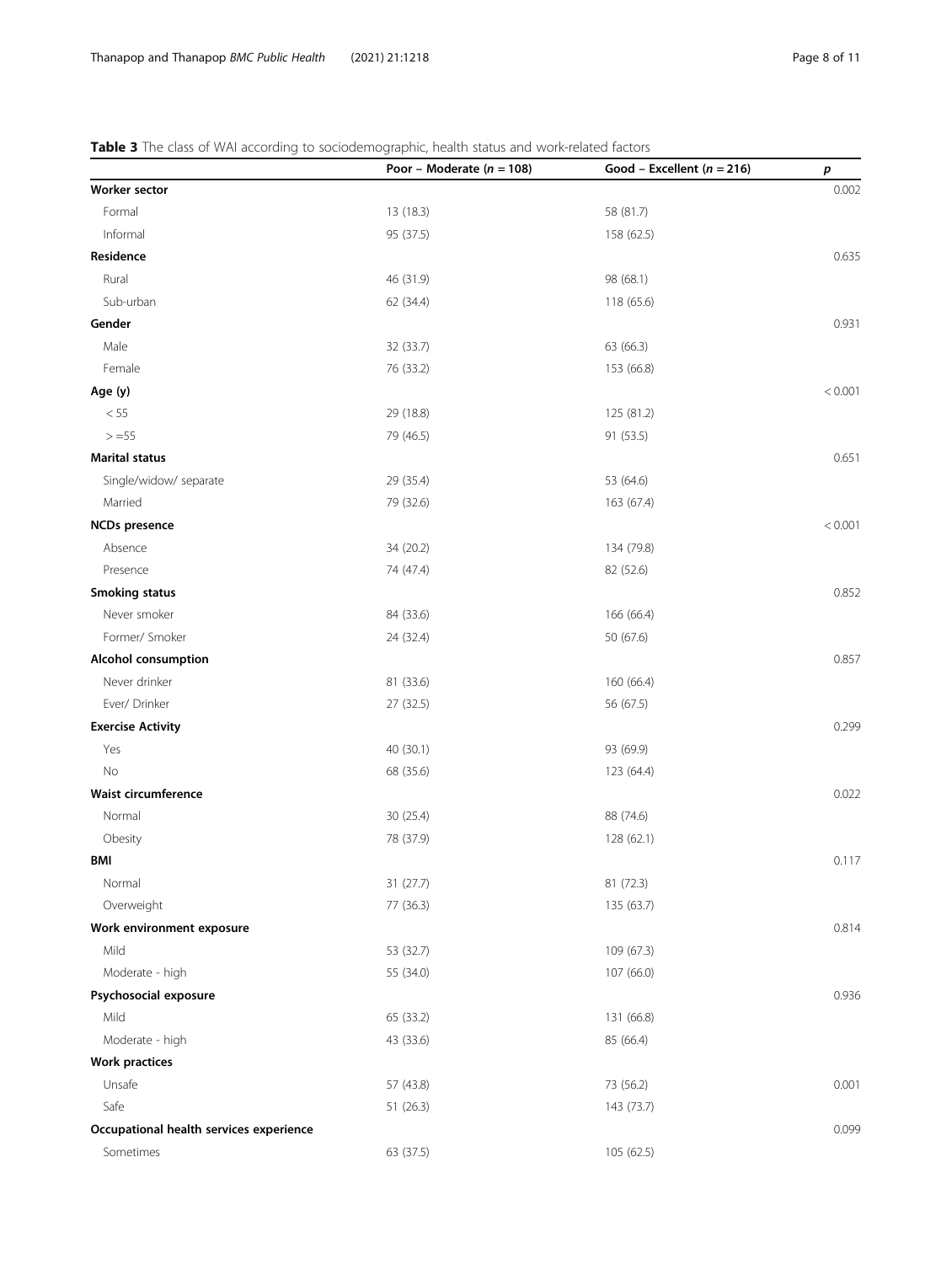**Table 3** The class of WAI according to sociodemographic, health status and work-related factors

| | Poor – Moderate ($n$ = 108) | Good – Excellent ($n$ = 216) | $p$ |
|---|---|---|---|
| **Worker sector** | | | 0.002 |
| Formal | 13 (18.3) | 58 (81.7) | |
| Informal | 95 (37.5) | 158 (62.5) | |
| **Residence** | | | 0.635 |
| Rural | 46 (31.9) | 98 (68.1) | |
| Sub-urban | 62 (34.4) | 118 (65.6) | |
| **Gender** | | | 0.931 |
| Male | 32 (33.7) | 63 (66.3) | |
| Female | 76 (33.2) | 153 (66.8) | |
| **Age (y)** | | | < 0.001 |
| < 55 | 29 (18.8) | 125 (81.2) | |
| > =55 | 79 (46.5) | 91 (53.5) | |
| **Marital status** | | | 0.651 |
| Single/widow/ separate | 29 (35.4) | 53 (64.6) | |
| Married | 79 (32.6) | 163 (67.4) | |
| **NCDs presence** | | | < 0.001 |
| Absence | 34 (20.2) | 134 (79.8) | |
| Presence | 74 (47.4) | 82 (52.6) | |
| **Smoking status** | | | 0.852 |
| Never smoker | 84 (33.6) | 166 (66.4) | |
| Former/ Smoker | 24 (32.4) | 50 (67.6) | |
| **Alcohol consumption** | | | 0.857 |
| Never drinker | 81 (33.6) | 160 (66.4) | |
| Ever/ Drinker | 27 (32.5) | 56 (67.5) | |
| **Exercise Activity** | | | 0.299 |
| Yes | 40 (30.1) | 93 (69.9) | |
| No | 68 (35.6) | 123 (64.4) | |
| **Waist circumference** | | | 0.022 |
| Normal | 30 (25.4) | 88 (74.6) | |
| Obesity | 78 (37.9) | 128 (62.1) | |
| **BMI** | | | 0.117 |
| Normal | 31 (27.7) | 81 (72.3) | |
| Overweight | 77 (36.3) | 135 (63.7) | |
| **Work environment exposure** | | | 0.814 |
| Mild | 53 (32.7) | 109 (67.3) | |
| Moderate - high | 55 (34.0) | 107 (66.0) | |
| **Psychosocial exposure** | | | 0.936 |
| Mild | 65 (33.2) | 131 (66.8) | |
| Moderate - high | 43 (33.6) | 85 (66.4) | |
| **Work practices** | | | |
| Unsafe | 57 (43.8) | 73 (56.2) | 0.001 |
| Safe | 51 (26.3) | 143 (73.7) | |
| **Occupational health services experience** | | | 0.099 |
| Sometimes | 63 (37.5) | 105 (62.5) | |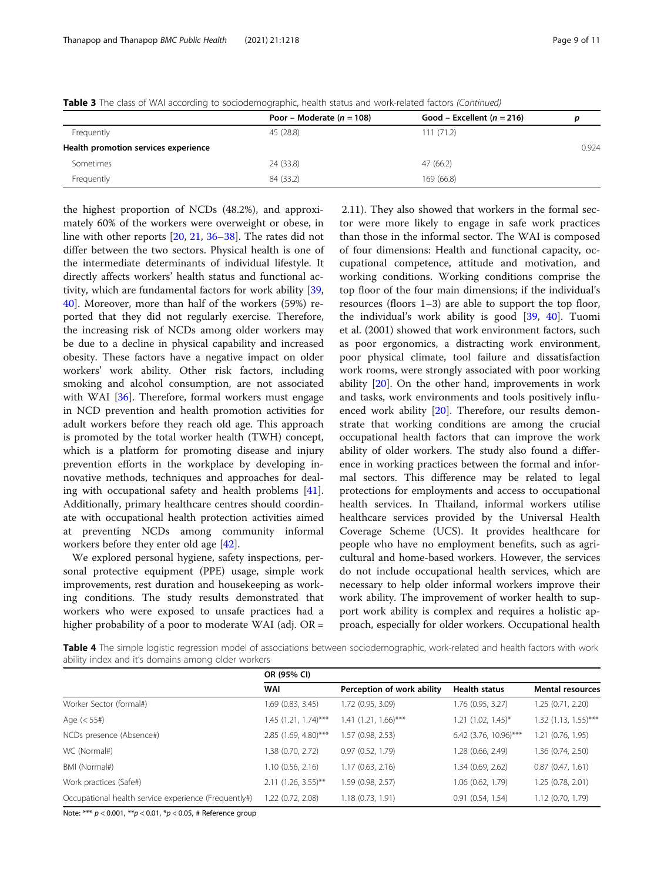**Table 3** The class of WAI according to sociodemographic, health status and work-related factors *(Continued)*

| | Poor – Moderate ($n = 108$) | Good – Excellent ($n = 216$) | $p$ |
|---|---|---|---|
| Frequently | 45 (28.8) | 111 (71.2) | |
| **Health promotion services experience** | | | 0.924 |
| Sometimes | 24 (33.8) | 47 (66.2) | |
| Frequently | 84 (33.2) | 169 (66.8) | |

the highest proportion of NCDs (48.2%), and approximately 60% of the workers were overweight or obese, in line with other reports [20, 21, 36–38]. The rates did not differ between the two sectors. Physical health is one of the intermediate determinants of individual lifestyle. It directly affects workers' health status and functional activity, which are fundamental factors for work ability [39, 40]. Moreover, more than half of the workers (59%) reported that they did not regularly exercise. Therefore, the increasing risk of NCDs among older workers may be due to a decline in physical capability and increased obesity. These factors have a negative impact on older workers' work ability. Other risk factors, including smoking and alcohol consumption, are not associated with WAI [36]. Therefore, formal workers must engage in NCD prevention and health promotion activities for adult workers before they reach old age. This approach is promoted by the total worker health (TWH) concept, which is a platform for promoting disease and injury prevention efforts in the workplace by developing innovative methods, techniques and approaches for dealing with occupational safety and health problems [41]. Additionally, primary healthcare centres should coordinate with occupational health protection activities aimed at preventing NCDs among community informal workers before they enter old age [42].

We explored personal hygiene, safety inspections, personal protective equipment (PPE) usage, simple work improvements, rest duration and housekeeping as working conditions. The study results demonstrated that workers who were exposed to unsafe practices had a higher probability of a poor to moderate WAI (adj. OR = 2.11). They also showed that workers in the formal sector were more likely to engage in safe work practices than those in the informal sector. The WAI is composed of four dimensions: Health and functional capacity, occupational competence, attitude and motivation, and working conditions. Working conditions comprise the top floor of the four main dimensions; if the individual's resources (floors 1–3) are able to support the top floor, the individual's work ability is good [39, 40]. Tuomi et al. (2001) showed that work environment factors, such as poor ergonomics, a distracting work environment, poor physical climate, tool failure and dissatisfaction work rooms, were strongly associated with poor working ability [20]. On the other hand, improvements in work and tasks, work environments and tools positively influenced work ability [20]. Therefore, our results demonstrate that working conditions are among the crucial occupational health factors that can improve the work ability of older workers. The study also found a difference in working practices between the formal and informal sectors. This difference may be related to legal protections for employments and access to occupational health services. In Thailand, informal workers utilise healthcare services provided by the Universal Health Coverage Scheme (UCS). It provides healthcare for people who have no employment benefits, such as agricultural and home-based workers. However, the services do not include occupational health services, which are necessary to help older informal workers improve their work ability. The improvement of worker health to support work ability is complex and requires a holistic approach, especially for older workers. Occupational health

**Table 4** The simple logistic regression model of associations between sociodemographic, work-related and health factors with work ability index and it's domains among older workers

| | OR (95% CI) | | | |
|---|---|---|---|---|
| | **WAI** | **Perception of work ability** | **Health status** | **Mental resources** |
| Worker Sector (formal#) | 1.69 (0.83, 3.45) | 1.72 (0.95, 3.09) | 1.76 (0.95, 3.27) | 1.25 (0.71, 2.20) |
| Age (< 55#) | 1.45 (1.21, 1.74)*** | 1.41 (1.21, 1.66)*** | 1.21 (1.02, 1.45)* | 1.32 (1.13, 1.55)*** |
| NCDs presence (Absence#) | 2.85 (1.69, 4.80)*** | 1.57 (0.98, 2.53) | 6.42 (3.76, 10.96)*** | 1.21 (0.76, 1.95) |
| WC (Normal#) | 1.38 (0.70, 2.72) | 0.97 (0.52, 1.79) | 1.28 (0.66, 2.49) | 1.36 (0.74, 2.50) |
| BMI (Normal#) | 1.10 (0.56, 2.16) | 1.17 (0.63, 2.16) | 1.34 (0.69, 2.62) | 0.87 (0.47, 1.61) |
| Work practices (Safe#) | 2.11 (1.26, 3.55)** | 1.59 (0.98, 2.57) | 1.06 (0.62, 1.79) | 1.25 (0.78, 2.01) |
| Occupational health service experience (Frequently#) | 1.22 (0.72, 2.08) | 1.18 (0.73, 1.91) | 0.91 (0.54, 1.54) | 1.12 (0.70, 1.79) |

Note: *** $p < 0.001$, ** $p < 0.01$, * $p < 0.05$, # Reference group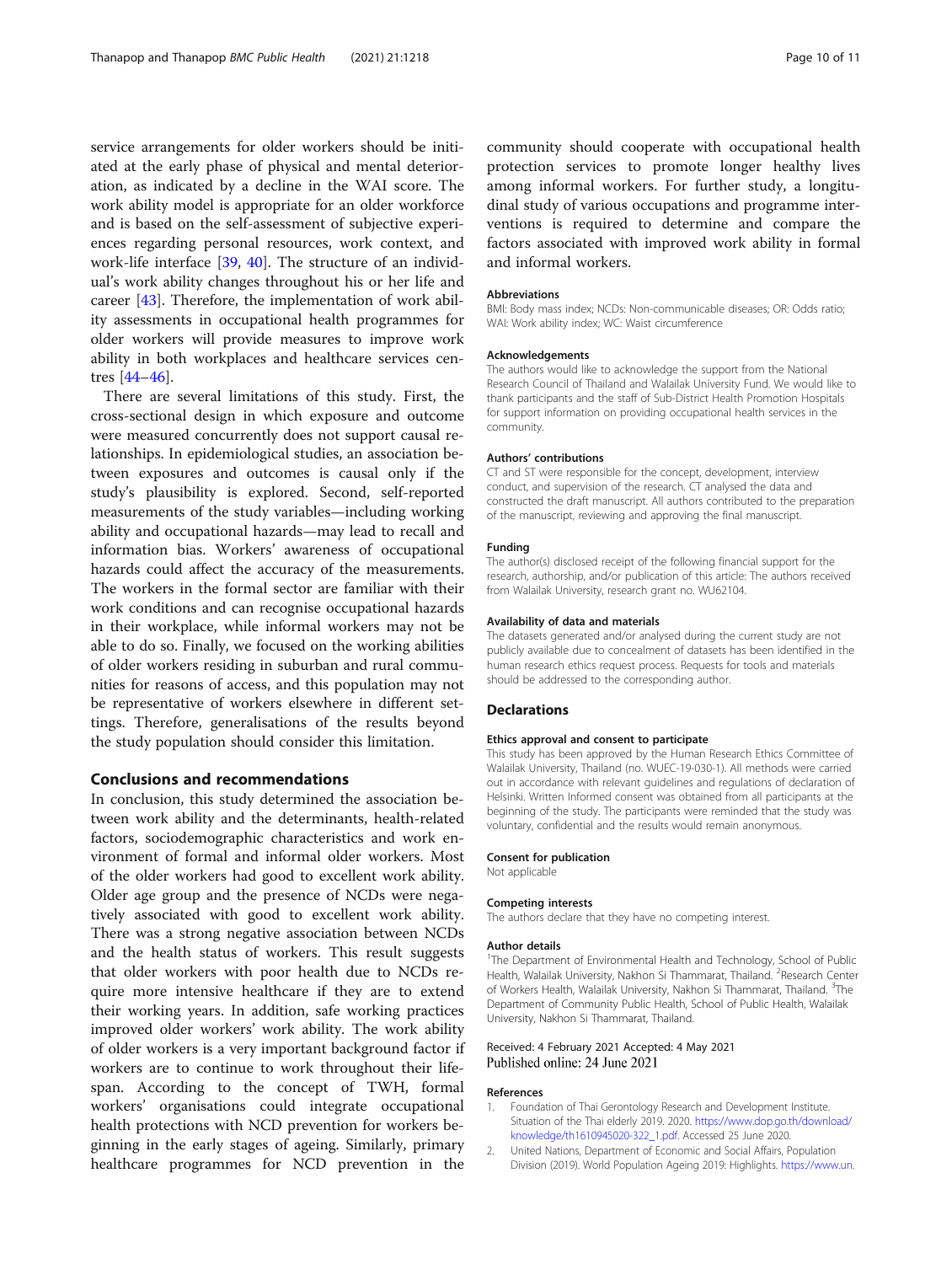service arrangements for older workers should be initiated at the early phase of physical and mental deterioration, as indicated by a decline in the WAI score. The work ability model is appropriate for an older workforce and is based on the self-assessment of subjective experiences regarding personal resources, work context, and work-life interface [39, 40]. The structure of an individual's work ability changes throughout his or her life and career [43]. Therefore, the implementation of work ability assessments in occupational health programmes for older workers will provide measures to improve work ability in both workplaces and healthcare services centres [44–46].

There are several limitations of this study. First, the cross-sectional design in which exposure and outcome were measured concurrently does not support causal relationships. In epidemiological studies, an association between exposures and outcomes is causal only if the study's plausibility is explored. Second, self-reported measurements of the study variables—including working ability and occupational hazards—may lead to recall and information bias. Workers' awareness of occupational hazards could affect the accuracy of the measurements. The workers in the formal sector are familiar with their work conditions and can recognise occupational hazards in their workplace, while informal workers may not be able to do so. Finally, we focused on the working abilities of older workers residing in suburban and rural communities for reasons of access, and this population may not be representative of workers elsewhere in different settings. Therefore, generalisations of the results beyond the study population should consider this limitation.

## Conclusions and recommendations

In conclusion, this study determined the association between work ability and the determinants, health-related factors, sociodemographic characteristics and work environment of formal and informal older workers. Most of the older workers had good to excellent work ability. Older age group and the presence of NCDs were negatively associated with good to excellent work ability. There was a strong negative association between NCDs and the health status of workers. This result suggests that older workers with poor health due to NCDs require more intensive healthcare if they are to extend their working years. In addition, safe working practices improved older workers' work ability. The work ability of older workers is a very important background factor if workers are to continue to work throughout their lifespan. According to the concept of TWH, formal workers' organisations could integrate occupational health protections with NCD prevention for workers beginning in the early stages of ageing. Similarly, primary healthcare programmes for NCD prevention in the community should cooperate with occupational health protection services to promote longer healthy lives among informal workers. For further study, a longitudinal study of various occupations and programme interventions is required to determine and compare the factors associated with improved work ability in formal and informal workers.

#### Abbreviations

BMI: Body mass index; NCDs: Non-communicable diseases; OR: Odds ratio; WAI: Work ability index; WC: Waist circumference

#### Acknowledgements

The authors would like to acknowledge the support from the National Research Council of Thailand and Walailak University Fund. We would like to thank participants and the staff of Sub-District Health Promotion Hospitals for support information on providing occupational health services in the community.

#### Authors' contributions

CT and ST were responsible for the concept, development, interview conduct, and supervision of the research. CT analysed the data and constructed the draft manuscript. All authors contributed to the preparation of the manuscript, reviewing and approving the final manuscript.

#### Funding

The author(s) disclosed receipt of the following financial support for the research, authorship, and/or publication of this article: The authors received from Walailak University, research grant no. WU62104.

#### Availability of data and materials

The datasets generated and/or analysed during the current study are not publicly available due to concealment of datasets has been identified in the human research ethics request process. Requests for tools and materials should be addressed to the corresponding author.

## Declarations

#### Ethics approval and consent to participate

This study has been approved by the Human Research Ethics Committee of Walailak University, Thailand (no. WUEC-19-030-1). All methods were carried out in accordance with relevant guidelines and regulations of declaration of Helsinki. Written Informed consent was obtained from all participants at the beginning of the study. The participants were reminded that the study was voluntary, confidential and the results would remain anonymous.

#### Consent for publication

Not applicable

#### Competing interests

The authors declare that they have no competing interest.

#### Author details

[1]The Department of Environmental Health and Technology, School of Public Health, Walailak University, Nakhon Si Thammarat, Thailand. [2]Research Center of Workers Health, Walailak University, Nakhon Si Thammarat, Thailand. [3]The Department of Community Public Health, School of Public Health, Walailak University, Nakhon Si Thammarat, Thailand.

Received: 4 February 2021 Accepted: 4 May 2021
Published online: 24 June 2021

#### References

1. Foundation of Thai Gerontology Research and Development Institute. Situation of the Thai elderly 2019. 2020. https://www.dop.go.th/download/knowledge/th1610945020-322_1.pdf. Accessed 25 June 2020.
2. United Nations, Department of Economic and Social Affairs, Population Division (2019). World Population Ageing 2019: Highlights. https://www.un.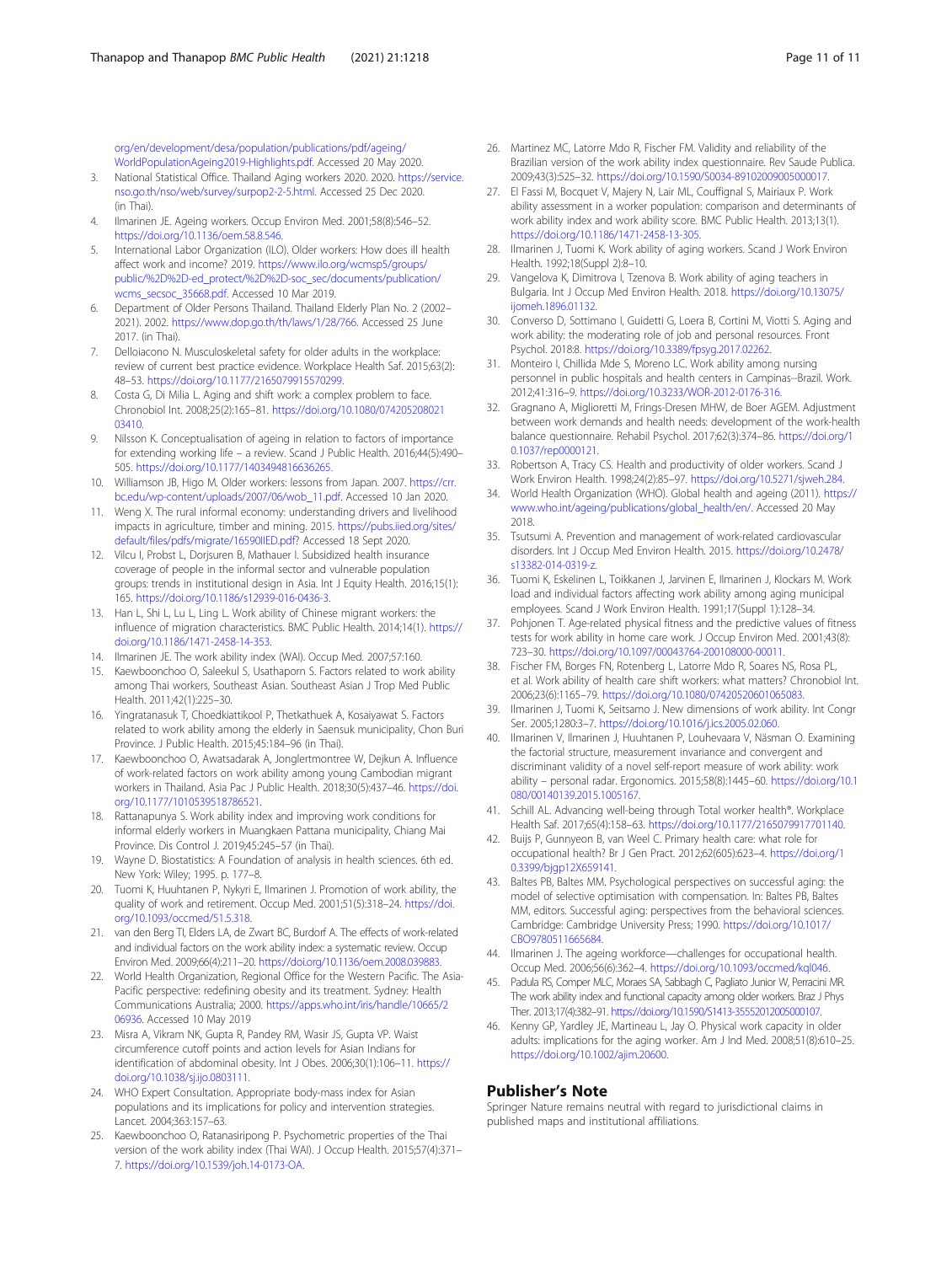org/en/development/desa/population/publications/pdf/ageing/WorldPopulationAgeing2019-Highlights.pdf. Accessed 20 May 2020.

3. National Statistical Office. Thailand Aging workers 2020. 2020. https://service.nso.go.th/nso/web/survey/surpop2-2-5.html. Accessed 25 Dec 2020. (in Thai).
4. Ilmarinen JE. Ageing workers. Occup Environ Med. 2001;58(8):546–52. https://doi.org/10.1136/oem.58.8.546.
5. International Labor Organization (ILO). Older workers: How does ill health affect work and income? 2019. https://www.ilo.org/wcmsp5/groups/public/%2D%2D-ed_protect/%2D%2D-soc_sec/documents/publication/wcms_secsoc_35668.pdf. Accessed 10 Mar 2019.
6. Department of Older Persons Thailand. Thailand Elderly Plan No. 2 (2002–2021). 2002. https://www.dop.go.th/th/laws/1/28/766. Accessed 25 June 2017. (in Thai).
7. Delloiacono N. Musculoskeletal safety for older adults in the workplace: review of current best practice evidence. Workplace Health Saf. 2015;63(2):48–53. https://doi.org/10.1177/2165079915570299.
8. Costa G, Di Milia L. Aging and shift work: a complex problem to face. Chronobiol Int. 2008;25(2):165–81. https://doi.org/10.1080/07420520802103410.
9. Nilsson K. Conceptualisation of ageing in relation to factors of importance for extending working life – a review. Scand J Public Health. 2016;44(5):490–505. https://doi.org/10.1177/1403494816636265.
10. Williamson JB, Higo M. Older workers: lessons from Japan. 2007. https://crr.bc.edu/wp-content/uploads/2007/06/wob_11.pdf. Accessed 10 Jan 2020.
11. Weng X. The rural informal economy: understanding drivers and livelihood impacts in agriculture, timber and mining. 2015. https://pubs.iied.org/sites/default/files/pdfs/migrate/16590IIED.pdf? Accessed 18 Sept 2020.
12. Vilcu I, Probst L, Dorjsuren B, Mathauer I. Subsidized health insurance coverage of people in the informal sector and vulnerable population groups: trends in institutional design in Asia. Int J Equity Health. 2016;15(1):165. https://doi.org/10.1186/s12939-016-0436-3.
13. Han L, Shi L, Lu L, Ling L. Work ability of Chinese migrant workers: the influence of migration characteristics. BMC Public Health. 2014;14(1). https://doi.org/10.1186/1471-2458-14-353.
14. Ilmarinen JE. The work ability index (WAI). Occup Med. 2007;57:160.
15. Kaewboonchoo O, Saleekul S, Usathaporn S. Factors related to work ability among Thai workers, Southeast Asian. Southeast Asian J Trop Med Public Health. 2011;42(1):225–30.
16. Yingratanasuk T, Choedkiattikool P, Thetkathuek A, Kosaiyawat S. Factors related to work ability among the elderly in Saensuk municipality, Chon Buri Province. J Public Health. 2015;45:184–96 (in Thai).
17. Kaewboonchoo O, Awatsadarak A, Jonglertmontree W, Dejkun A. Influence of work-related factors on work ability among young Cambodian migrant workers in Thailand. Asia Pac J Public Health. 2018;30(5):437–46. https://doi.org/10.1177/1010539518786521.
18. Rattanapunya S. Work ability index and improving work conditions for informal elderly workers in Muangkaen Pattana municipality, Chiang Mai Province. Dis Control J. 2019;45:245–57 (in Thai).
19. Wayne D. Biostatistics: A Foundation of analysis in health sciences. 6th ed. New York: Wiley; 1995. p. 177–8.
20. Tuomi K, Huuhtanen P, Nykyri E, Ilmarinen J. Promotion of work ability, the quality of work and retirement. Occup Med. 2001;51(5):318–24. https://doi.org/10.1093/occmed/51.5.318.
21. van den Berg TI, Elders LA, de Zwart BC, Burdorf A. The effects of work-related and individual factors on the work ability index: a systematic review. Occup Environ Med. 2009;66(4):211–20. https://doi.org/10.1136/oem.2008.039883.
22. World Health Organization, Regional Office for the Western Pacific. The Asia-Pacific perspective: redefining obesity and its treatment. Sydney: Health Communications Australia; 2000. https://apps.who.int/iris/handle/10665/206936. Accessed 10 May 2019
23. Misra A, Vikram NK, Gupta R, Pandey RM, Wasir JS, Gupta VP. Waist circumference cutoff points and action levels for Asian Indians for identification of abdominal obesity. Int J Obes. 2006;30(1):106–11. https://doi.org/10.1038/sj.ijo.0803111.
24. WHO Expert Consultation. Appropriate body-mass index for Asian populations and its implications for policy and intervention strategies. Lancet. 2004;363:157–63.
25. Kaewboonchoo O, Ratanasiripong P. Psychometric properties of the Thai version of the work ability index (Thai WAI). J Occup Health. 2015;57(4):371–7. https://doi.org/10.1539/joh.14-0173-OA.
26. Martinez MC, Latorre Mdo R, Fischer FM. Validity and reliability of the Brazilian version of the work ability index questionnaire. Rev Saude Publica. 2009;43(3):525–32. https://doi.org/10.1590/S0034-89102009005000017.
27. El Fassi M, Bocquet V, Majery N, Lair ML, Couffignal S, Mairiaux P. Work ability assessment in a worker population: comparison and determinants of work ability index and work ability score. BMC Public Health. 2013;13(1). https://doi.org/10.1186/1471-2458-13-305.
28. Ilmarinen J, Tuomi K. Work ability of aging workers. Scand J Work Environ Health. 1992;18(Suppl 2):8–10.
29. Vangelova K, Dimitrova I, Tzenova B. Work ability of aging teachers in Bulgaria. Int J Occup Med Environ Health. 2018. https://doi.org/10.13075/ijomeh.1896.01132.
30. Converso D, Sottimano I, Guidetti G, Loera B, Cortini M, Viotti S. Aging and work ability: the moderating role of job and personal resources. Front Psychol. 2018:8. https://doi.org/10.3389/fpsyg.2017.02262.
31. Monteiro I, Chillida Mde S, Moreno LC. Work ability among nursing personnel in public hospitals and health centers in Campinas--Brazil. Work. 2012;41:316–9. https://doi.org/10.3233/WOR-2012-0176-316.
32. Gragnano A, Miglioretti M, Frings-Dresen MHW, de Boer AGEM. Adjustment between work demands and health needs: development of the work-health balance questionnaire. Rehabil Psychol. 2017;62(3):374–86. https://doi.org/10.1037/rep0000121.
33. Robertson A, Tracy CS. Health and productivity of older workers. Scand J Work Environ Health. 1998;24(2):85–97. https://doi.org/10.5271/sjweh.284.
34. World Health Organization (WHO). Global health and ageing (2011). https://www.who.int/ageing/publications/global_health/en/. Accessed 20 May 2018.
35. Tsutsumi A. Prevention and management of work-related cardiovascular disorders. Int J Occup Med Environ Health. 2015. https://doi.org/10.2478/s13382-014-0319-z.
36. Tuomi K, Eskelinen L, Toikkanen J, Jarvinen E, Ilmarinen J, Klockars M. Work load and individual factors affecting work ability among aging municipal employees. Scand J Work Environ Health. 1991;17(Suppl 1):128–34.
37. Pohjonen T. Age-related physical fitness and the predictive values of fitness tests for work ability in home care work. J Occup Environ Med. 2001;43(8):723–30. https://doi.org/10.1097/00043764-200108000-00011.
38. Fischer FM, Borges FN, Rotenberg L, Latorre Mdo R, Soares NS, Rosa PL, et al. Work ability of health care shift workers: what matters? Chronobiol Int. 2006;23(6):1165–79. https://doi.org/10.1080/07420520601065083.
39. Ilmarinen J, Tuomi K, Seitsamo J. New dimensions of work ability. Int Congr Ser. 2005;1280:3–7. https://doi.org/10.1016/j.ics.2005.02.060.
40. Ilmarinen V, Ilmarinen J, Huuhtanen P, Louhevaara V, Näsman O. Examining the factorial structure, measurement invariance and convergent and discriminant validity of a novel self-report measure of work ability: work ability – personal radar. Ergonomics. 2015;58(8):1445–60. https://doi.org/10.1080/00140139.2015.1005167.
41. Schill AL. Advancing well-being through Total worker health®. Workplace Health Saf. 2017;65(4):158–63. https://doi.org/10.1177/2165079917701140.
42. Buijs P, Gunnyeon B, van Weel C. Primary health care: what role for occupational health? Br J Gen Pract. 2012;62(605):623–4. https://doi.org/10.3399/bjgp12X659141.
43. Baltes PB, Baltes MM. Psychological perspectives on successful aging: the model of selective optimisation with compensation. In: Baltes PB, Baltes MM, editors. Successful aging: perspectives from the behavioral sciences. Cambridge: Cambridge University Press; 1990. https://doi.org/10.1017/CBO9780511665684.
44. Ilmarinen J. The ageing workforce—challenges for occupational health. Occup Med. 2006;56(6):362–4. https://doi.org/10.1093/occmed/kql046.
45. Padula RS, Comper MLC, Moraes SA, Sabbagh C, Pagliato Junior W, Perracini MR. The work ability index and functional capacity among older workers. Braz J Phys Ther. 2013;17(4):382–91. https://doi.org/10.1590/S1413-35552012005000107.
46. Kenny GP, Yardley JE, Martineau L, Jay O. Physical work capacity in older adults: implications for the aging worker. Am J Ind Med. 2008;51(8):610–25. https://doi.org/10.1002/ajim.20600.

## Publisher's Note

Springer Nature remains neutral with regard to jurisdictional claims in published maps and institutional affiliations.